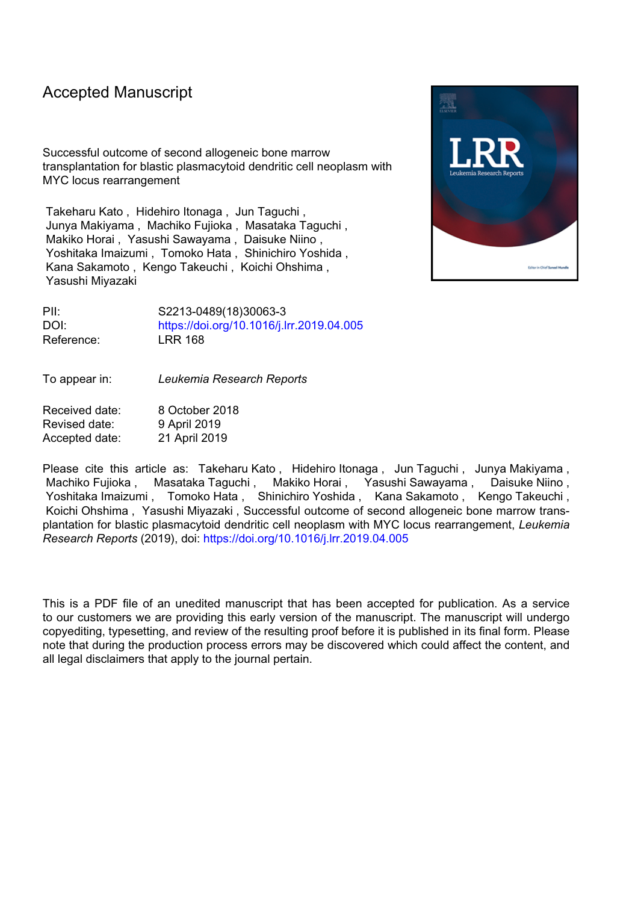# Accepted Manuscript

Successful outcome of second allogeneic bone marrow transplantation for blastic plasmacytoid dendritic cell neoplasm with MYC locus rearrangement

Takeharu Kato , Hidehiro Itonaga , Jun Taguchi , Junya Makiyama , Machiko Fujioka , Masataka Taguchi , Makiko Horai , Yasushi Sawayama , Daisuke Niino , Yoshitaka Imaizumi , Tomoko Hata , Shinichiro Yoshida , Kana Sakamoto , Kengo Takeuchi , Koichi Ohshima , Yasushi Miyazaki

| | |
|---|---|
| PII: | S2213-0489(18)30063-3 |
| DOI: | https://doi.org/10.1016/j.lrr.2019.04.005 |
| Reference: | LRR 168 |

To appear in: *Leukemia Research Reports*

| | |
|---|---|
| Received date: | 8 October 2018 |
| Revised date: | 9 April 2019 |
| Accepted date: | 21 April 2019 |

Please cite this article as: Takeharu Kato , Hidehiro Itonaga , Jun Taguchi , Junya Makiyama , Machiko Fujioka , Masataka Taguchi , Makiko Horai , Yasushi Sawayama , Daisuke Niino , Yoshitaka Imaizumi , Tomoko Hata , Shinichiro Yoshida , Kana Sakamoto , Kengo Takeuchi , Koichi Ohshima , Yasushi Miyazaki , Successful outcome of second allogeneic bone marrow transplantation for blastic plasmacytoid dendritic cell neoplasm with MYC locus rearrangement, *Leukemia Research Reports* (2019), doi: https://doi.org/10.1016/j.lrr.2019.04.005

This is a PDF file of an unedited manuscript that has been accepted for publication. As a service to our customers we are providing this early version of the manuscript. The manuscript will undergo copyediting, typesetting, and review of the resulting proof before it is published in its final form. Please note that during the production process errors may be discovered which could affect the content, and all legal disclaimers that apply to the journal pertain.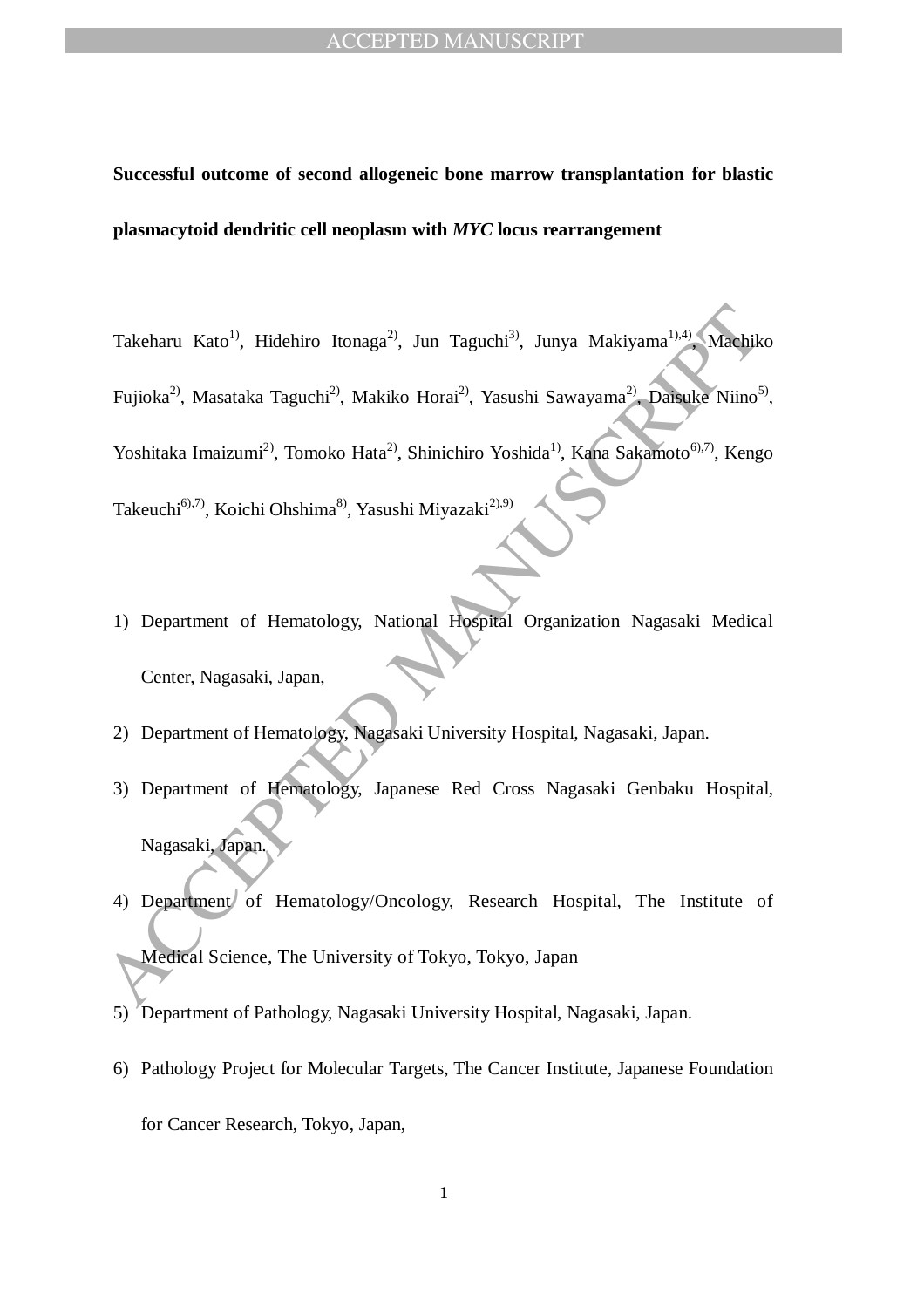**Successful outcome of second allogeneic bone marrow transplantation for blastic plasmacytoid dendritic cell neoplasm with *MYC* locus rearrangement**

Takeharu Kato[1)], Hidehiro Itonaga[2)], Jun Taguchi[3)], Junya Makiyama[1),4)], Machiko Fujioka[2)], Masataka Taguchi[2)], Makiko Horai[2)], Yasushi Sawayama[2)], Daisuke Niino[5)], Yoshitaka Imaizumi[2)], Tomoko Hata[2)], Shinichiro Yoshida[1)], Kana Sakamoto[6),7)], Kengo Takeuchi[6),7)], Koichi Ohshima[8)], Yasushi Miyazaki[2),9)]

1) Department of Hematology, National Hospital Organization Nagasaki Medical Center, Nagasaki, Japan,
2) Department of Hematology, Nagasaki University Hospital, Nagasaki, Japan.
3) Department of Hematology, Japanese Red Cross Nagasaki Genbaku Hospital, Nagasaki, Japan.
4) Department of Hematology/Oncology, Research Hospital, The Institute of Medical Science, The University of Tokyo, Tokyo, Japan
5) Department of Pathology, Nagasaki University Hospital, Nagasaki, Japan.
6) Pathology Project for Molecular Targets, The Cancer Institute, Japanese Foundation for Cancer Research, Tokyo, Japan,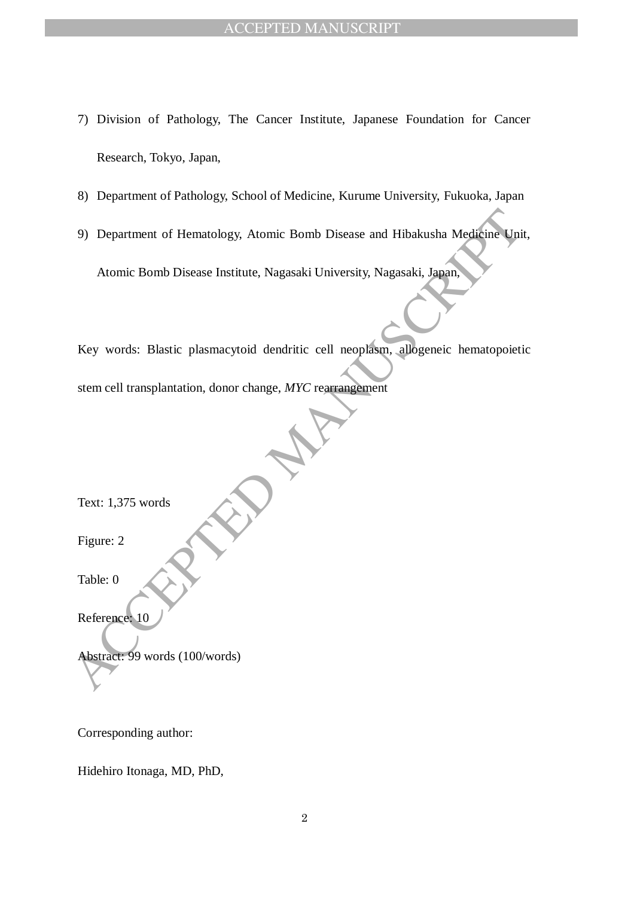7) Division of Pathology, The Cancer Institute, Japanese Foundation for Cancer Research, Tokyo, Japan,
8) Department of Pathology, School of Medicine, Kurume University, Fukuoka, Japan
9) Department of Hematology, Atomic Bomb Disease and Hibakusha Medicine Unit, Atomic Bomb Disease Institute, Nagasaki University, Nagasaki, Japan,

Key words: Blastic plasmacytoid dendritic cell neoplasm, allogeneic hematopoietic stem cell transplantation, donor change, *MYC* rearrangement

Text: 1,375 words

Figure: 2

Table: 0

Reference: 10

Abstract: 99 words (100/words)

Corresponding author:

Hidehiro Itonaga, MD, PhD,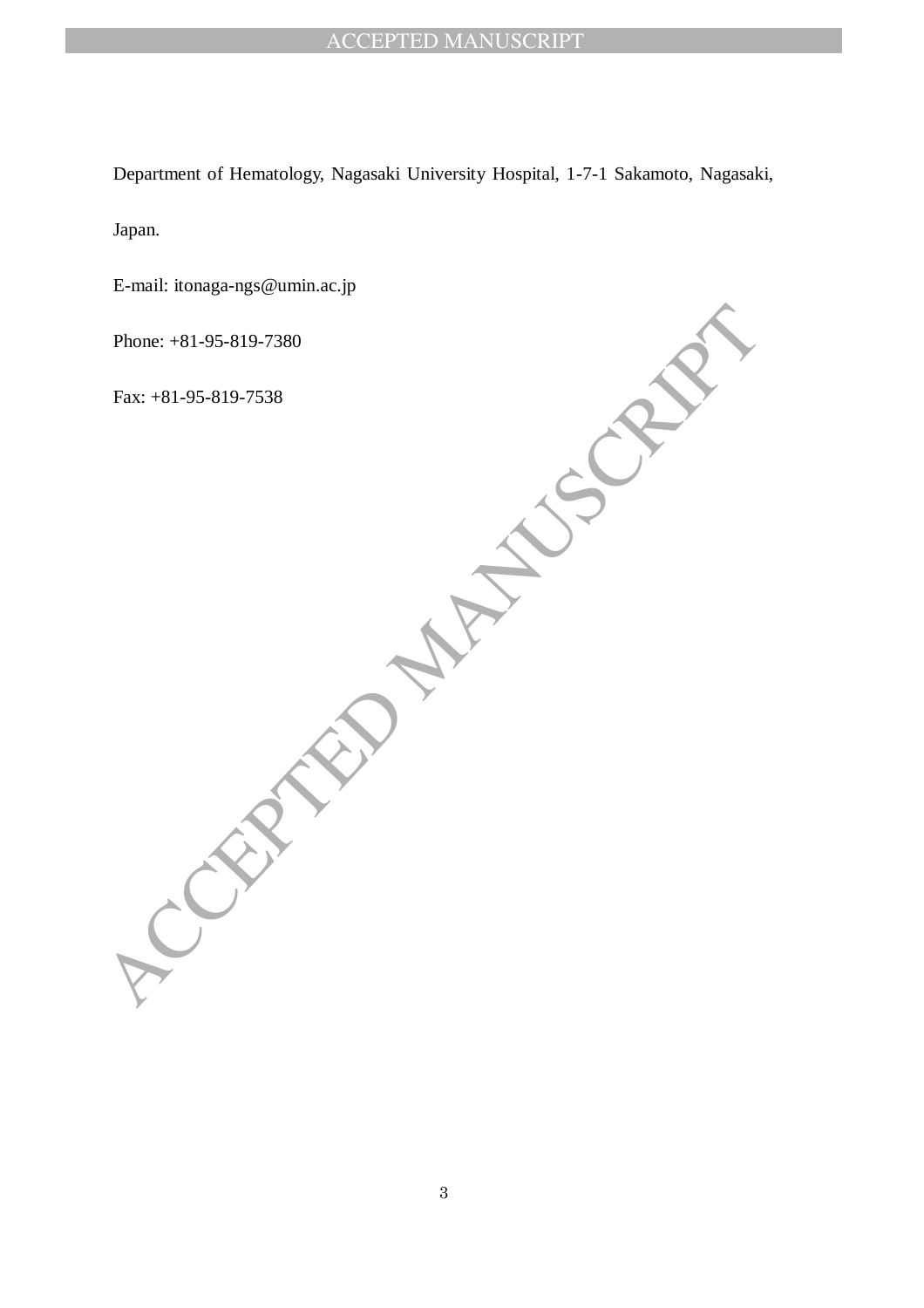Department of Hematology, Nagasaki University Hospital, 1-7-1 Sakamoto, Nagasaki, Japan.

E-mail: itonaga-ngs@umin.ac.jp

Phone: +81-95-819-7380

Fax: +81-95-819-7538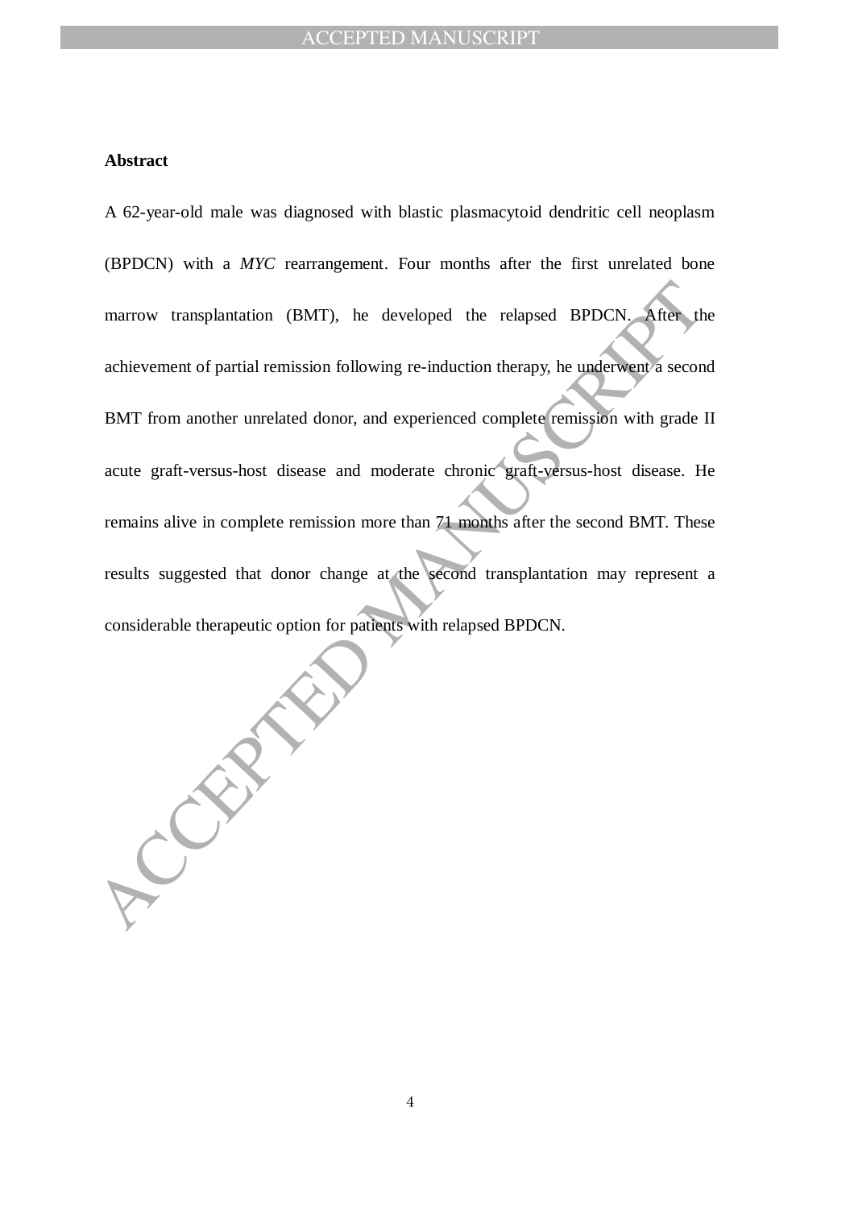**Abstract**

A 62-year-old male was diagnosed with blastic plasmacytoid dendritic cell neoplasm (BPDCN) with a *MYC* rearrangement. Four months after the first unrelated bone marrow transplantation (BMT), he developed the relapsed BPDCN. After the achievement of partial remission following re-induction therapy, he underwent a second BMT from another unrelated donor, and experienced complete remission with grade II acute graft-versus-host disease and moderate chronic graft-versus-host disease. He remains alive in complete remission more than 71 months after the second BMT. These results suggested that donor change at the second transplantation may represent a considerable therapeutic option for patients with relapsed BPDCN.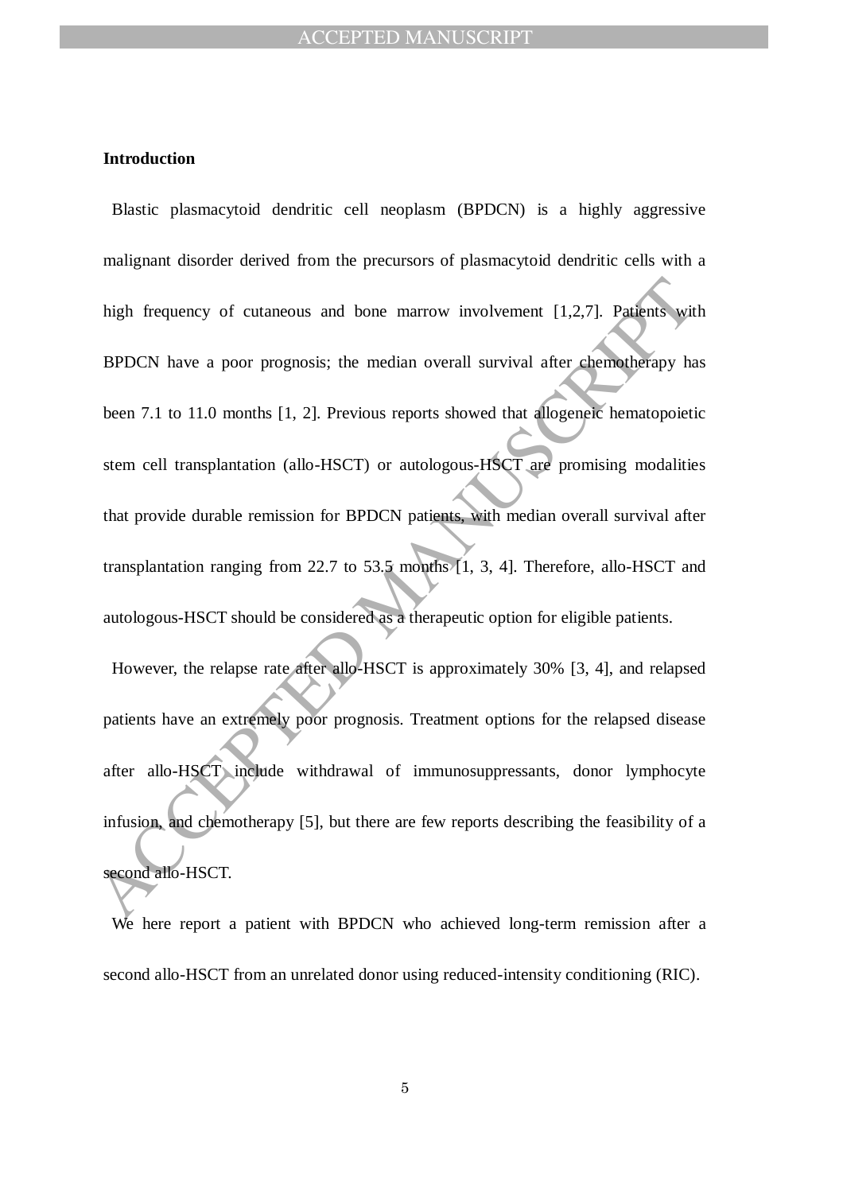## Introduction

Blastic plasmacytoid dendritic cell neoplasm (BPDCN) is a highly aggressive malignant disorder derived from the precursors of plasmacytoid dendritic cells with a high frequency of cutaneous and bone marrow involvement [1,2,7]. Patients with BPDCN have a poor prognosis; the median overall survival after chemotherapy has been 7.1 to 11.0 months [1, 2]. Previous reports showed that allogeneic hematopoietic stem cell transplantation (allo-HSCT) or autologous-HSCT are promising modalities that provide durable remission for BPDCN patients, with median overall survival after transplantation ranging from 22.7 to 53.5 months [1, 3, 4]. Therefore, allo-HSCT and autologous-HSCT should be considered as a therapeutic option for eligible patients.

However, the relapse rate after allo-HSCT is approximately 30% [3, 4], and relapsed patients have an extremely poor prognosis. Treatment options for the relapsed disease after allo-HSCT include withdrawal of immunosuppressants, donor lymphocyte infusion, and chemotherapy [5], but there are few reports describing the feasibility of a second allo-HSCT.

We here report a patient with BPDCN who achieved long-term remission after a second allo-HSCT from an unrelated donor using reduced-intensity conditioning (RIC).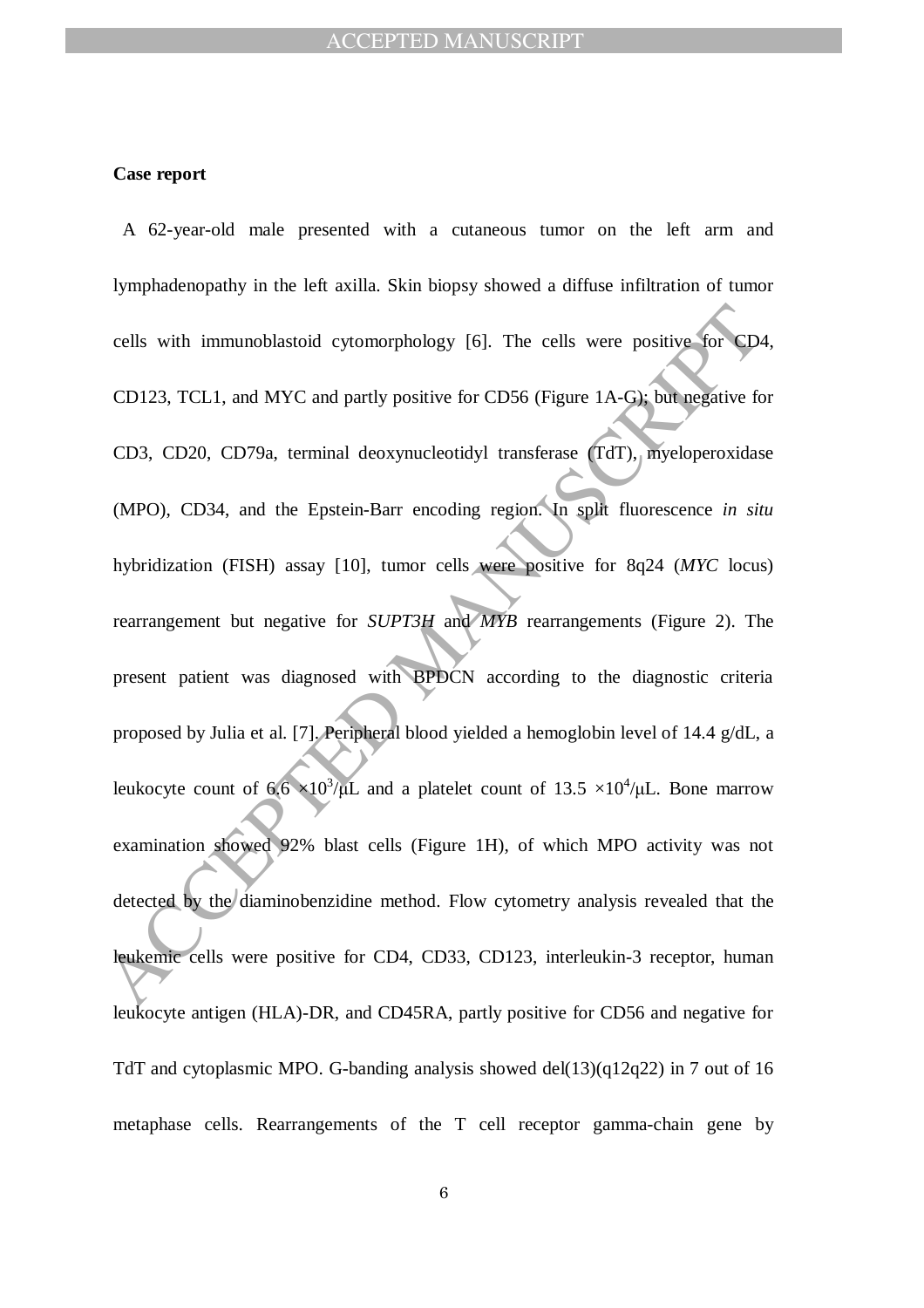**Case report**

A 62-year-old male presented with a cutaneous tumor on the left arm and lymphadenopathy in the left axilla. Skin biopsy showed a diffuse infiltration of tumor cells with immunoblastoid cytomorphology [6]. The cells were positive for CD4, CD123, TCL1, and MYC and partly positive for CD56 (Figure 1A-G); but negative for CD3, CD20, CD79a, terminal deoxynucleotidyl transferase (TdT), myeloperoxidase (MPO), CD34, and the Epstein-Barr encoding region. In split fluorescence *in situ* hybridization (FISH) assay [10], tumor cells were positive for 8q24 (*MYC* locus) rearrangement but negative for *SUPT3H* and *MYB* rearrangements (Figure 2). The present patient was diagnosed with BPDCN according to the diagnostic criteria proposed by Julia et al. [7]. Peripheral blood yielded a hemoglobin level of 14.4 g/dL, a leukocyte count of $6.6 \times 10^3/\mu L$ and a platelet count of $13.5 \times 10^4/\mu L$. Bone marrow examination showed 92% blast cells (Figure 1H), of which MPO activity was not detected by the diaminobenzidine method. Flow cytometry analysis revealed that the leukemic cells were positive for CD4, CD33, CD123, interleukin-3 receptor, human leukocyte antigen (HLA)-DR, and CD45RA, partly positive for CD56 and negative for TdT and cytoplasmic MPO. G-banding analysis showed del(13)(q12q22) in 7 out of 16 metaphase cells. Rearrangements of the T cell receptor gamma-chain gene by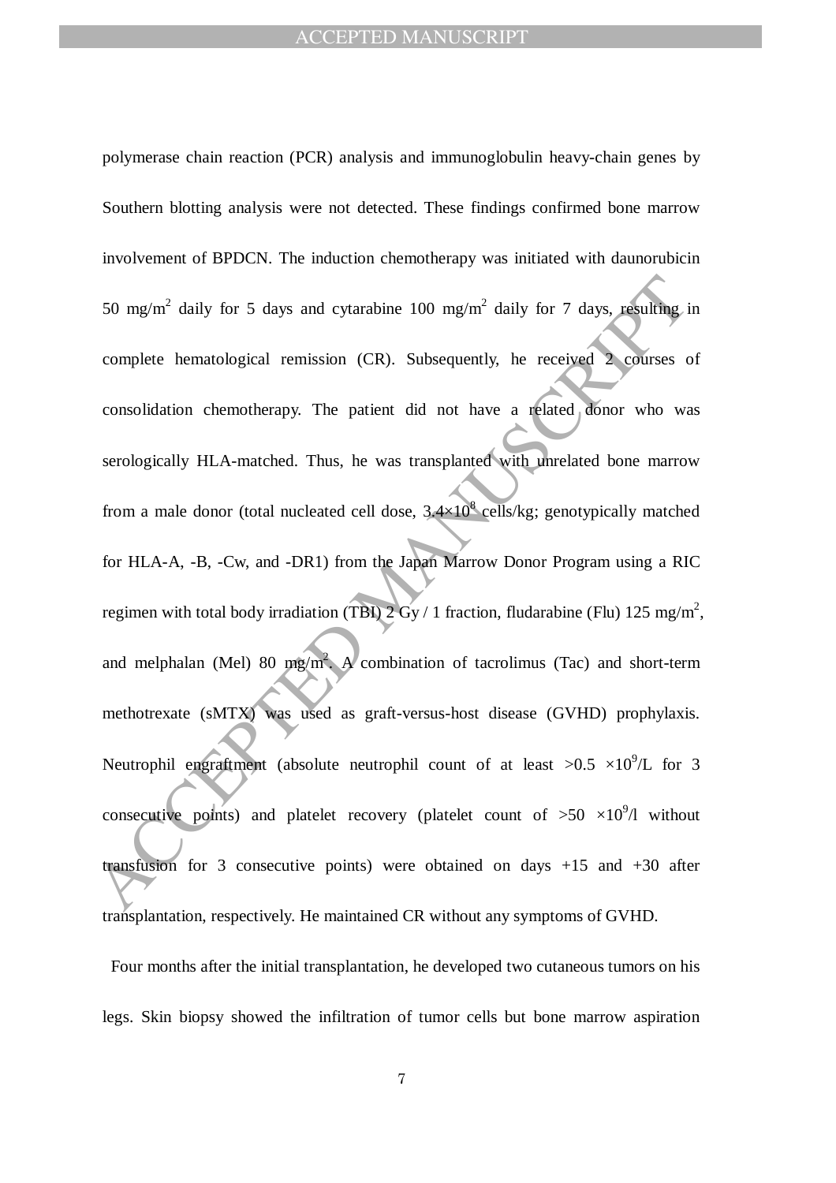polymerase chain reaction (PCR) analysis and immunoglobulin heavy-chain genes by Southern blotting analysis were not detected. These findings confirmed bone marrow involvement of BPDCN. The induction chemotherapy was initiated with daunorubicin 50 mg/m$^2$ daily for 5 days and cytarabine 100 mg/m$^2$ daily for 7 days, resulting in complete hematological remission (CR). Subsequently, he received 2 courses of consolidation chemotherapy. The patient did not have a related donor who was serologically HLA-matched. Thus, he was transplanted with unrelated bone marrow from a male donor (total nucleated cell dose, $3.4\times10^8$ cells/kg; genotypically matched for HLA-A, -B, -Cw, and -DR1) from the Japan Marrow Donor Program using a RIC regimen with total body irradiation (TBI) 2 Gy / 1 fraction, fludarabine (Flu) 125 mg/m$^2$, and melphalan (Mel) 80 mg/m$^2$. A combination of tacrolimus (Tac) and short-term methotrexate (sMTX) was used as graft-versus-host disease (GVHD) prophylaxis. Neutrophil engraftment (absolute neutrophil count of at least $>0.5\ \times10^9$/L for 3 consecutive points) and platelet recovery (platelet count of $>50\ \times10^9$/l without transfusion for 3 consecutive points) were obtained on days +15 and +30 after transplantation, respectively. He maintained CR without any symptoms of GVHD.

Four months after the initial transplantation, he developed two cutaneous tumors on his legs. Skin biopsy showed the infiltration of tumor cells but bone marrow aspiration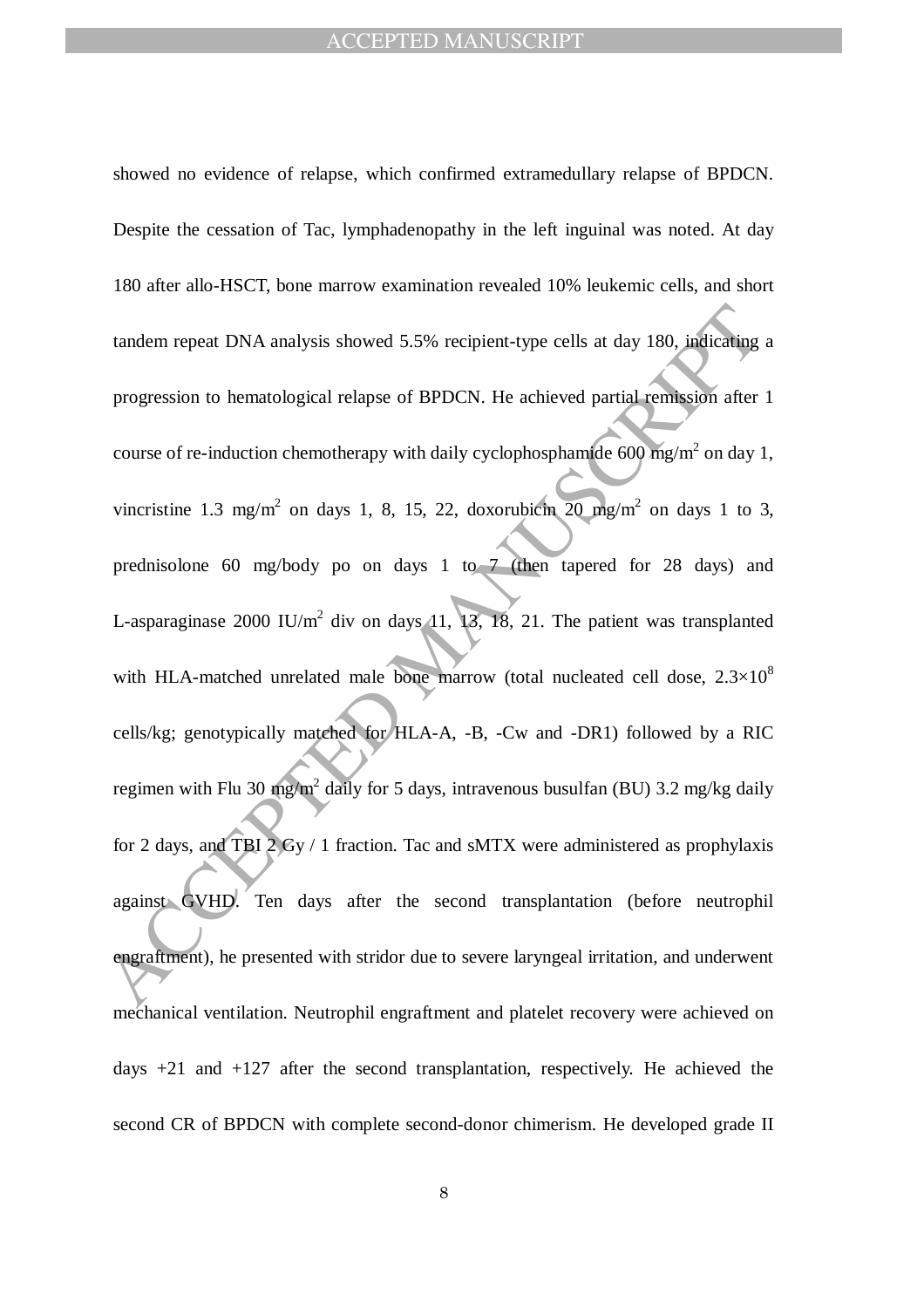showed no evidence of relapse, which confirmed extramedullary relapse of BPDCN. Despite the cessation of Tac, lymphadenopathy in the left inguinal was noted. At day 180 after allo-HSCT, bone marrow examination revealed 10% leukemic cells, and short tandem repeat DNA analysis showed 5.5% recipient-type cells at day 180, indicating a progression to hematological relapse of BPDCN. He achieved partial remission after 1 course of re-induction chemotherapy with daily cyclophosphamide 600 mg/m$^2$ on day 1, vincristine 1.3 mg/m$^2$ on days 1, 8, 15, 22, doxorubicin 20 mg/m$^2$ on days 1 to 3, prednisolone 60 mg/body po on days 1 to 7 (then tapered for 28 days) and L-asparaginase 2000 IU/m$^2$ div on days 11, 13, 18, 21. The patient was transplanted with HLA-matched unrelated male bone marrow (total nucleated cell dose, $2.3 \times 10^8$ cells/kg; genotypically matched for HLA-A, -B, -Cw and -DR1) followed by a RIC regimen with Flu 30 mg/m$^2$ daily for 5 days, intravenous busulfan (BU) 3.2 mg/kg daily for 2 days, and TBI 2 Gy / 1 fraction. Tac and sMTX were administered as prophylaxis against GVHD. Ten days after the second transplantation (before neutrophil engraftment), he presented with stridor due to severe laryngeal irritation, and underwent mechanical ventilation. Neutrophil engraftment and platelet recovery were achieved on days +21 and +127 after the second transplantation, respectively. He achieved the second CR of BPDCN with complete second-donor chimerism. He developed grade II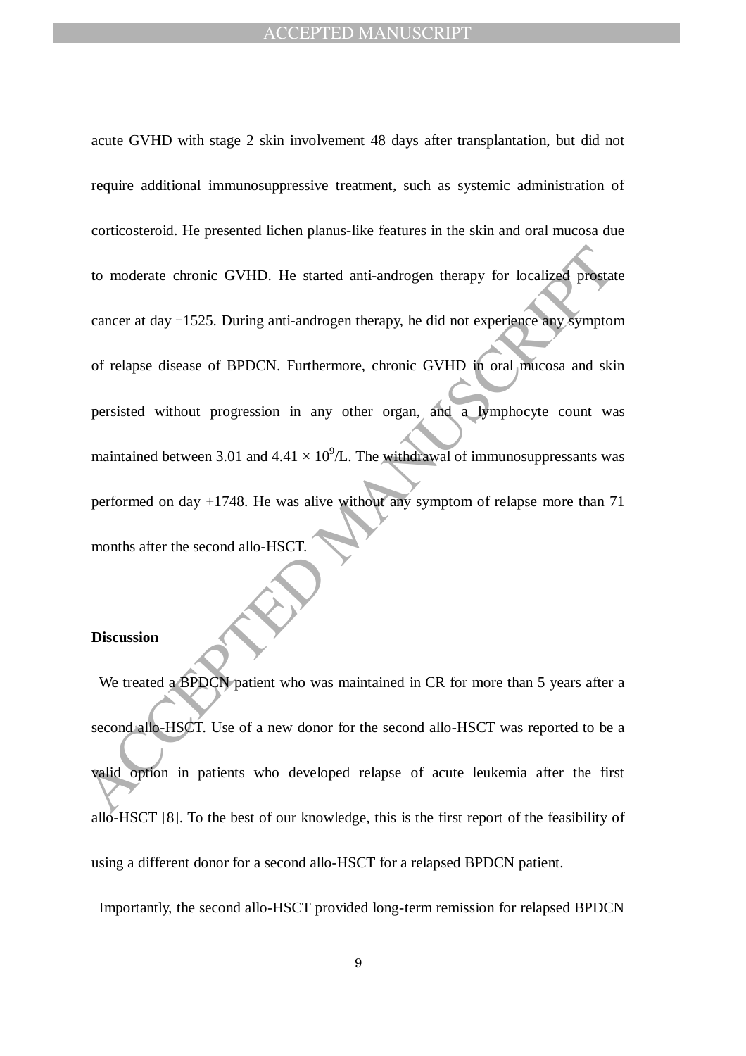acute GVHD with stage 2 skin involvement 48 days after transplantation, but did not require additional immunosuppressive treatment, such as systemic administration of corticosteroid. He presented lichen planus-like features in the skin and oral mucosa due to moderate chronic GVHD. He started anti-androgen therapy for localized prostate cancer at day +1525. During anti-androgen therapy, he did not experience any symptom of relapse disease of BPDCN. Furthermore, chronic GVHD in oral mucosa and skin persisted without progression in any other organ, and a lymphocyte count was maintained between 3.01 and $4.41 \times 10^9$/L. The withdrawal of immunosuppressants was performed on day +1748. He was alive without any symptom of relapse more than 71 months after the second allo-HSCT.

## Discussion

We treated a BPDCN patient who was maintained in CR for more than 5 years after a second allo-HSCT. Use of a new donor for the second allo-HSCT was reported to be a valid option in patients who developed relapse of acute leukemia after the first allo-HSCT [8]. To the best of our knowledge, this is the first report of the feasibility of using a different donor for a second allo-HSCT for a relapsed BPDCN patient.

Importantly, the second allo-HSCT provided long-term remission for relapsed BPDCN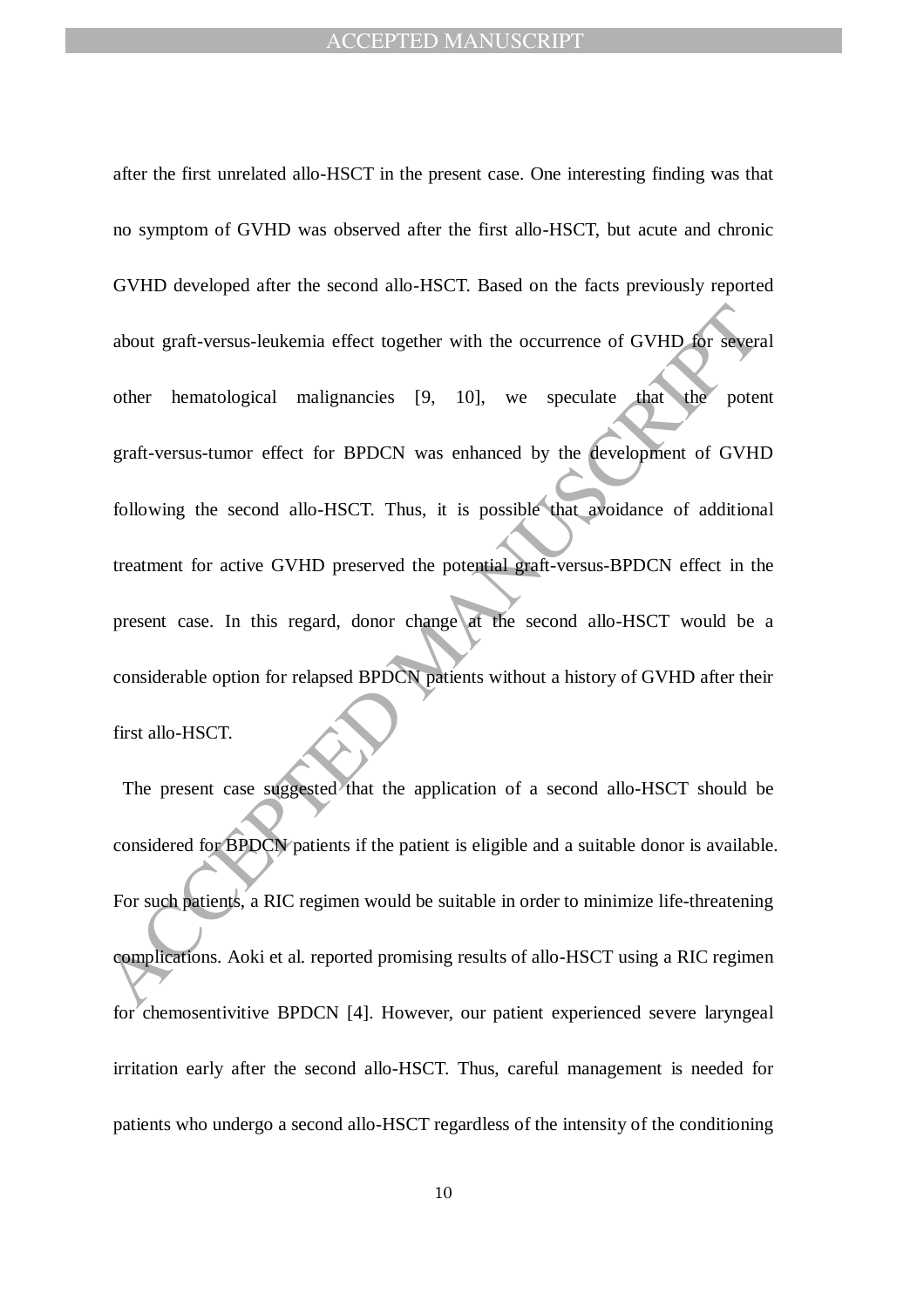after the first unrelated allo-HSCT in the present case. One interesting finding was that no symptom of GVHD was observed after the first allo-HSCT, but acute and chronic GVHD developed after the second allo-HSCT. Based on the facts previously reported about graft-versus-leukemia effect together with the occurrence of GVHD for several other hematological malignancies [9, 10], we speculate that the potent graft-versus-tumor effect for BPDCN was enhanced by the development of GVHD following the second allo-HSCT. Thus, it is possible that avoidance of additional treatment for active GVHD preserved the potential graft-versus-BPDCN effect in the present case. In this regard, donor change at the second allo-HSCT would be a considerable option for relapsed BPDCN patients without a history of GVHD after their first allo-HSCT.

The present case suggested that the application of a second allo-HSCT should be considered for BPDCN patients if the patient is eligible and a suitable donor is available. For such patients, a RIC regimen would be suitable in order to minimize life-threatening complications. Aoki et al. reported promising results of allo-HSCT using a RIC regimen for chemosentivitive BPDCN [4]. However, our patient experienced severe laryngeal irritation early after the second allo-HSCT. Thus, careful management is needed for patients who undergo a second allo-HSCT regardless of the intensity of the conditioning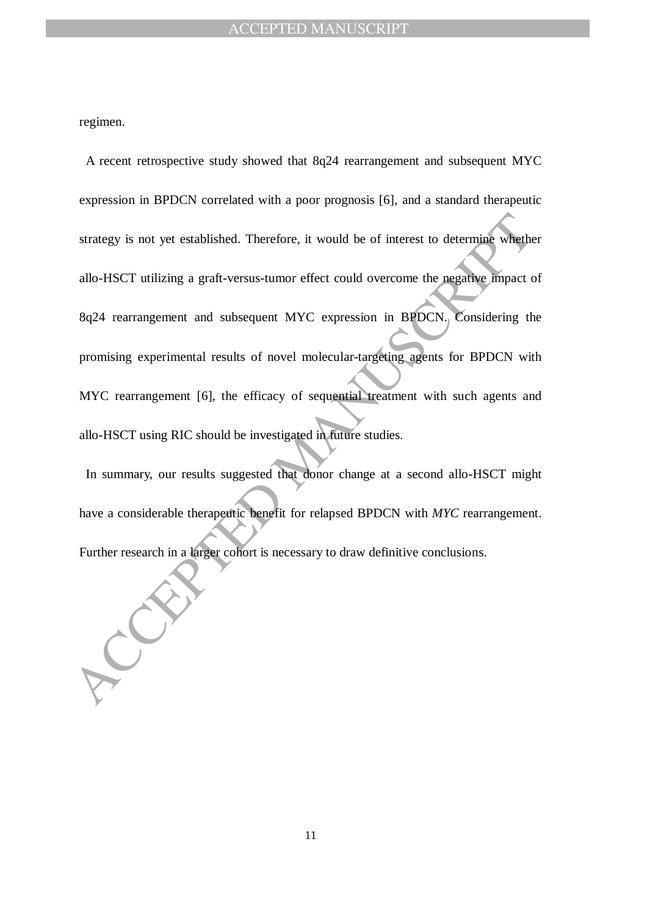regimen.

A recent retrospective study showed that 8q24 rearrangement and subsequent MYC expression in BPDCN correlated with a poor prognosis [6], and a standard therapeutic strategy is not yet established. Therefore, it would be of interest to determine whether allo-HSCT utilizing a graft-versus-tumor effect could overcome the negative impact of 8q24 rearrangement and subsequent MYC expression in BPDCN. Considering the promising experimental results of novel molecular-targeting agents for BPDCN with MYC rearrangement [6], the efficacy of sequential treatment with such agents and allo-HSCT using RIC should be investigated in future studies.

In summary, our results suggested that donor change at a second allo-HSCT might have a considerable therapeutic benefit for relapsed BPDCN with *MYC* rearrangement. Further research in a larger cohort is necessary to draw definitive conclusions.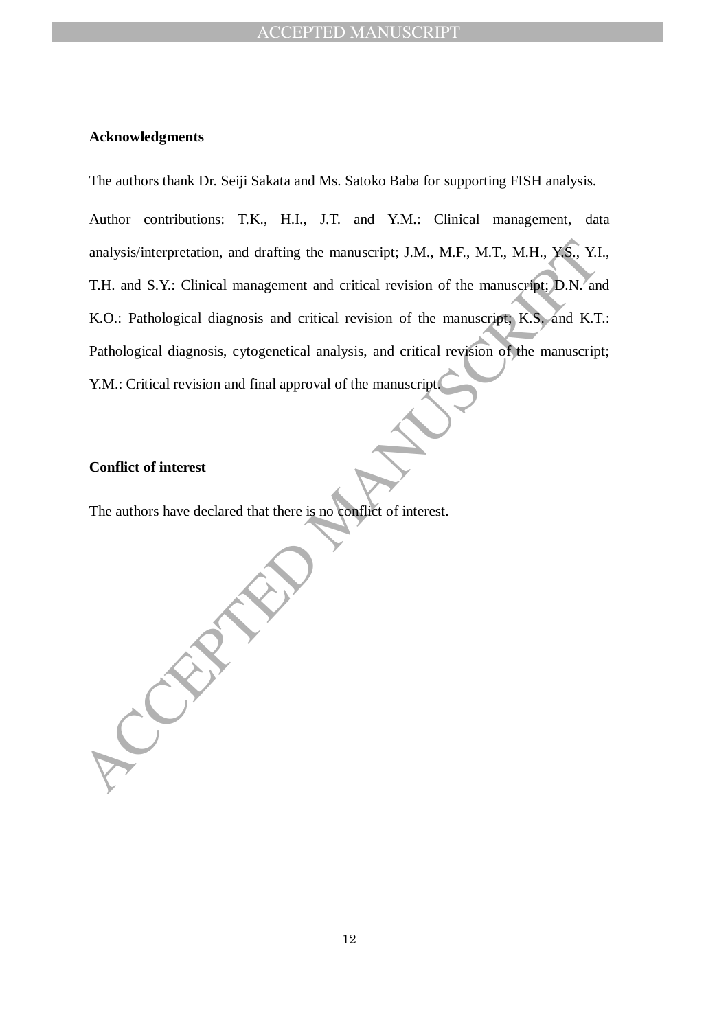**Acknowledgments**

The authors thank Dr. Seiji Sakata and Ms. Satoko Baba for supporting FISH analysis.

Author contributions: T.K., H.I., J.T. and Y.M.: Clinical management, data analysis/interpretation, and drafting the manuscript; J.M., M.F., M.T., M.H., Y.S., Y.I., T.H. and S.Y.: Clinical management and critical revision of the manuscript; D.N. and K.O.: Pathological diagnosis and critical revision of the manuscript; K.S. and K.T.: Pathological diagnosis, cytogenetical analysis, and critical revision of the manuscript; Y.M.: Critical revision and final approval of the manuscript.

**Conflict of interest**

The authors have declared that there is no conflict of interest.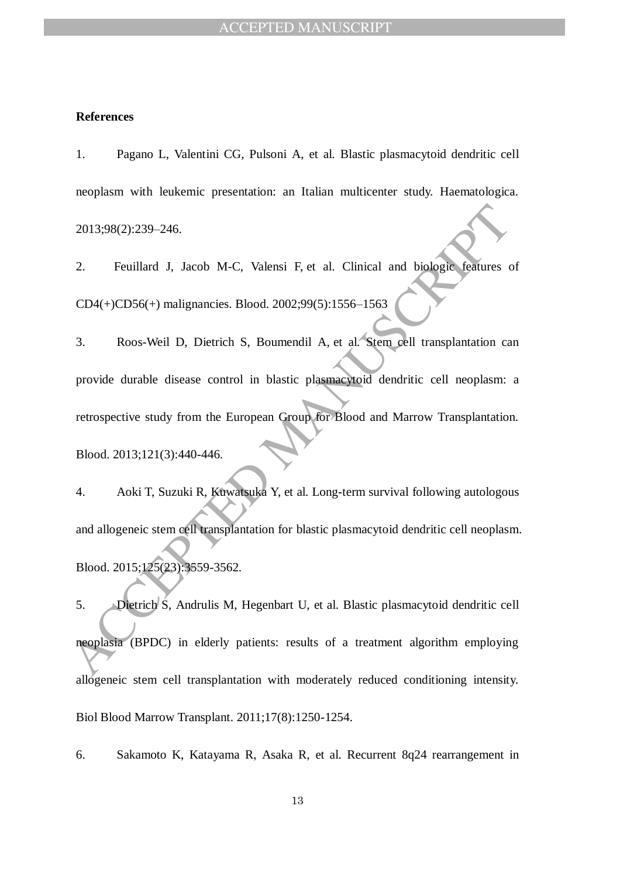**References**

1. Pagano L, Valentini CG, Pulsoni A, et al. Blastic plasmacytoid dendritic cell neoplasm with leukemic presentation: an Italian multicenter study. Haematologica. 2013;98(2):239–246.

2. Feuillard J, Jacob M-C, Valensi F, et al. Clinical and biologic features of CD4(+)CD56(+) malignancies. Blood. 2002;99(5):1556–1563

3. Roos-Weil D, Dietrich S, Boumendil A, et al. Stem cell transplantation can provide durable disease control in blastic plasmacytoid dendritic cell neoplasm: a retrospective study from the European Group for Blood and Marrow Transplantation. Blood. 2013;121(3):440-446.

4. Aoki T, Suzuki R, Kuwatsuka Y, et al. Long-term survival following autologous and allogeneic stem cell transplantation for blastic plasmacytoid dendritic cell neoplasm. Blood. 2015;125(23):3559-3562.

5. Dietrich S, Andrulis M, Hegenbart U, et al. Blastic plasmacytoid dendritic cell neoplasia (BPDC) in elderly patients: results of a treatment algorithm employing allogeneic stem cell transplantation with moderately reduced conditioning intensity. Biol Blood Marrow Transplant. 2011;17(8):1250-1254.

6. Sakamoto K, Katayama R, Asaka R, et al. Recurrent 8q24 rearrangement in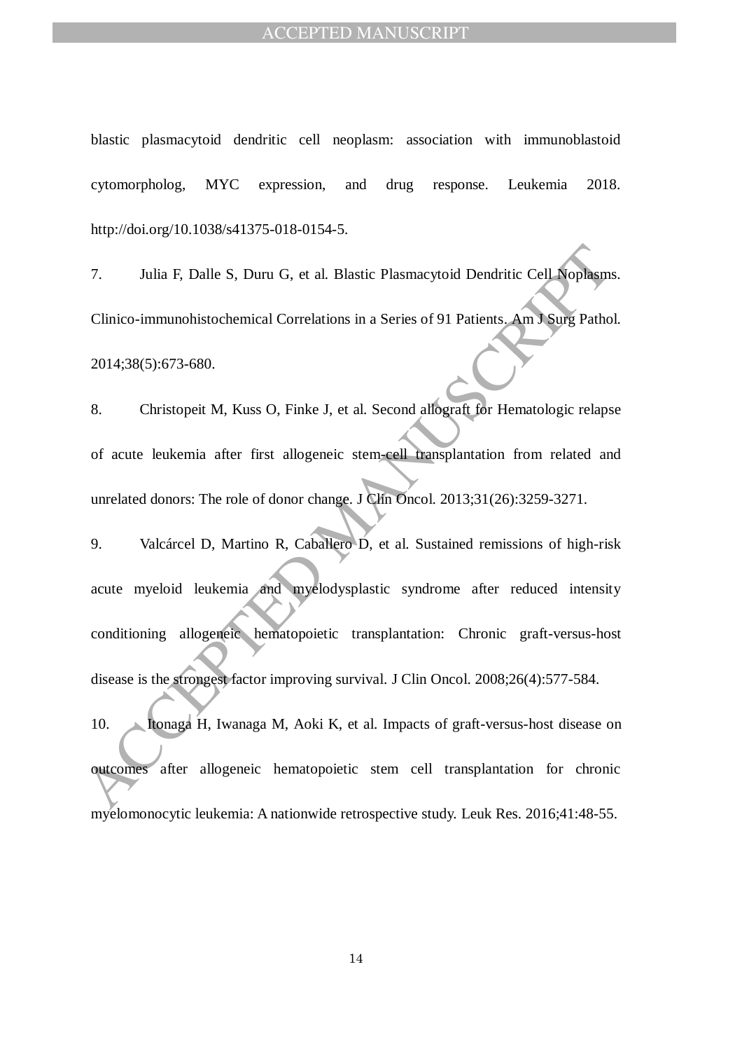blastic plasmacytoid dendritic cell neoplasm: association with immunoblastoid cytomorpholog, MYC expression, and drug response. Leukemia 2018. http://doi.org/10.1038/s41375-018-0154-5.

7. Julia F, Dalle S, Duru G, et al. Blastic Plasmacytoid Dendritic Cell Noplasms. Clinico-immunohistochemical Correlations in a Series of 91 Patients. Am J Surg Pathol. 2014;38(5):673-680.

8. Christopeit M, Kuss O, Finke J, et al. Second allograft for Hematologic relapse of acute leukemia after first allogeneic stem-cell transplantation from related and unrelated donors: The role of donor change. J Clin Oncol. 2013;31(26):3259-3271.

9. Valcárcel D, Martino R, Caballero D, et al. Sustained remissions of high-risk acute myeloid leukemia and myelodysplastic syndrome after reduced intensity conditioning allogeneic hematopoietic transplantation: Chronic graft-versus-host disease is the strongest factor improving survival. J Clin Oncol. 2008;26(4):577-584.

10. Itonaga H, Iwanaga M, Aoki K, et al. Impacts of graft-versus-host disease on outcomes after allogeneic hematopoietic stem cell transplantation for chronic myelomonocytic leukemia: A nationwide retrospective study. Leuk Res. 2016;41:48-55.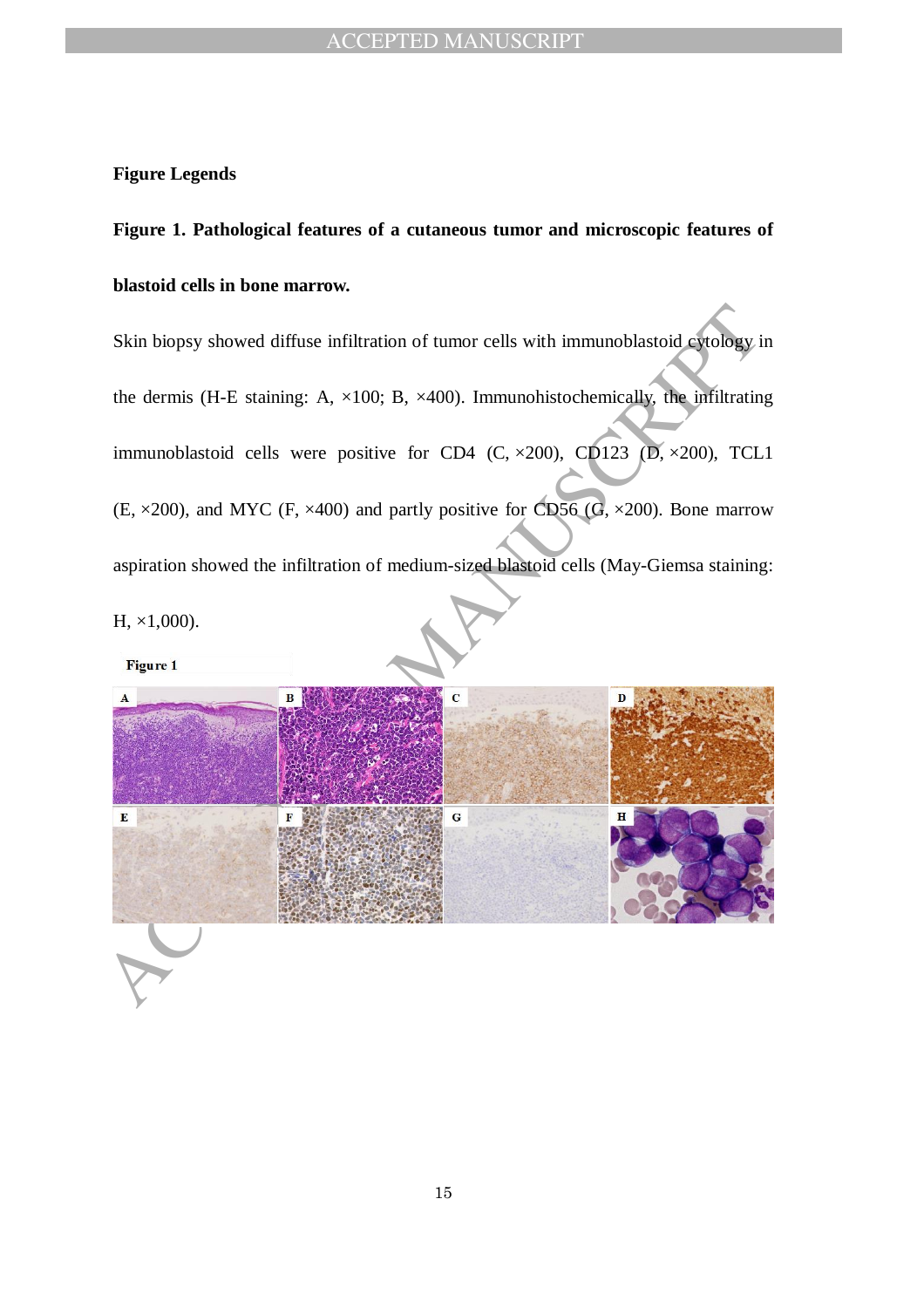## Figure Legends

**Figure 1. Pathological features of a cutaneous tumor and microscopic features of blastoid cells in bone marrow.**

Skin biopsy showed diffuse infiltration of tumor cells with immunoblastoid cytology in the dermis (H-E staining: A, ×100; B, ×400). Immunohistochemically, the infiltrating immunoblastoid cells were positive for CD4 (C, ×200), CD123 (D, ×200), TCL1 (E, ×200), and MYC (F, ×400) and partly positive for CD56 (G, ×200). Bone marrow aspiration showed the infiltration of medium-sized blastoid cells (May-Giemsa staining: H, ×1,000).

Figure 1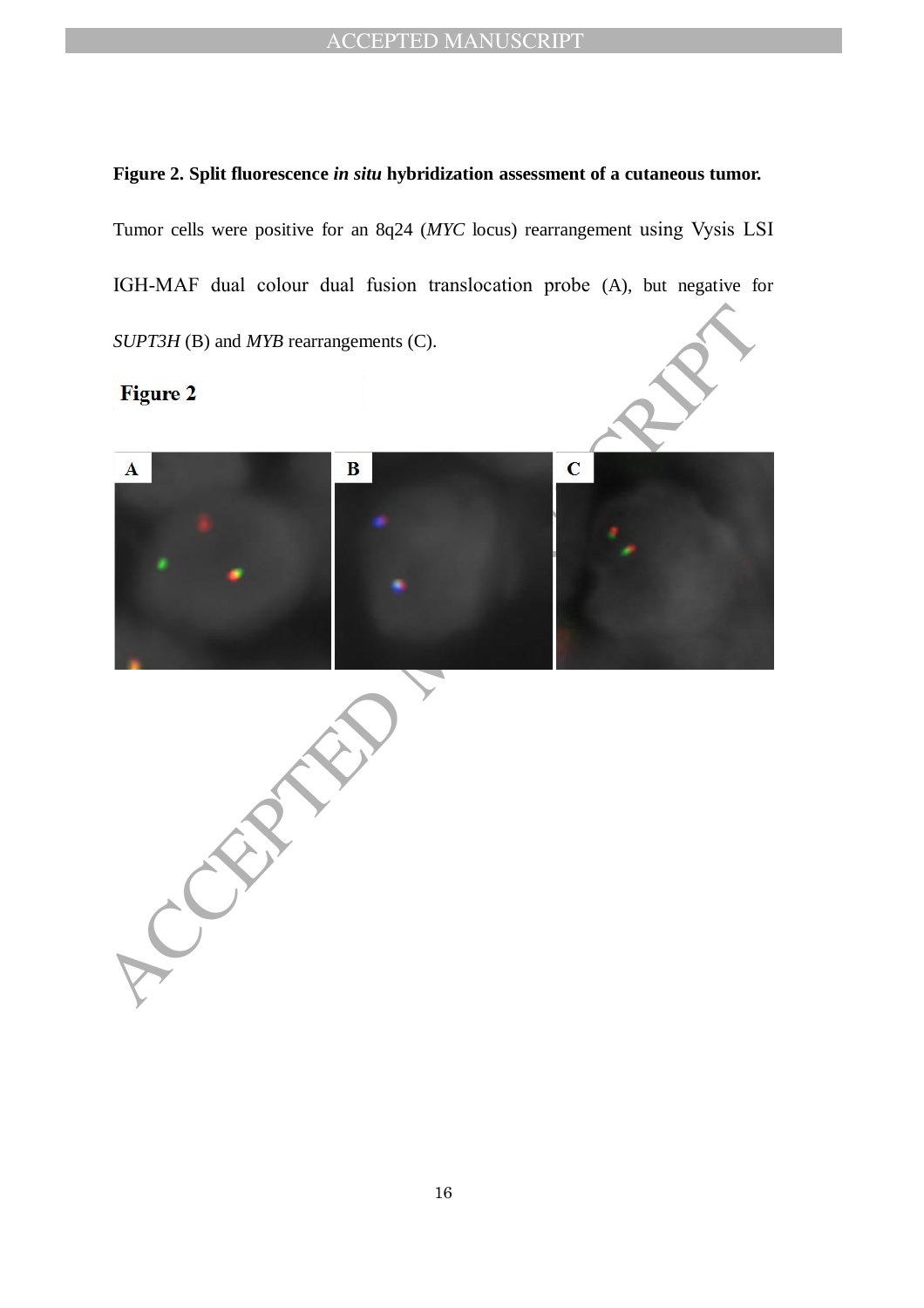**Figure 2. Split fluorescence *in situ* hybridization assessment of a cutaneous tumor.**

Tumor cells were positive for an 8q24 (*MYC* locus) rearrangement using Vysis LSI IGH-MAF dual colour dual fusion translocation probe (A), but negative for *SUPT3H* (B) and *MYB* rearrangements (C).

**Figure 2**

A

B

C